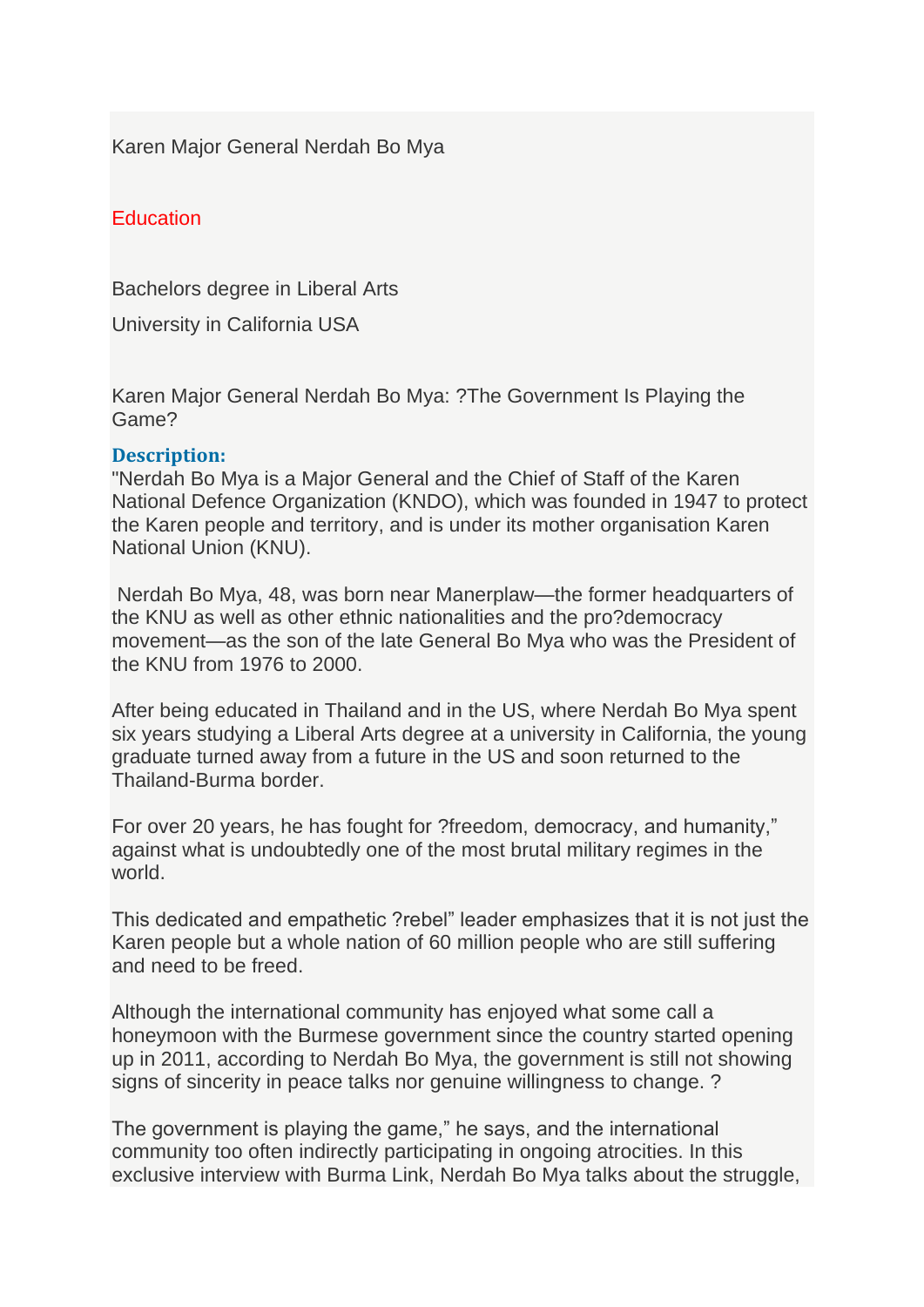Karen Major General Nerdah Bo Mya

## Education

Bachelors degree in Liberal Arts

University in California USA

Karen Major General Nerdah Bo Mya: ?The Government Is Playing the Game?

**Description:**

"Nerdah Bo Mya is a Major General and the Chief of Staff of the Karen National Defence Organization (KNDO), which was founded in 1947 to protect the Karen people and territory, and is under its mother organisation Karen National Union (KNU).

Nerdah Bo Mya, 48, was born near Manerplaw—the former headquarters of the KNU as well as other ethnic nationalities and the pro?democracy movement—as the son of the late General Bo Mya who was the President of the KNU from 1976 to 2000.

After being educated in Thailand and in the US, where Nerdah Bo Mya spent six years studying a Liberal Arts degree at a university in California, the young graduate turned away from a future in the US and soon returned to the Thailand-Burma border.

For over 20 years, he has fought for ?freedom, democracy, and humanity," against what is undoubtedly one of the most brutal military regimes in the world.

This dedicated and empathetic ?rebel" leader emphasizes that it is not just the Karen people but a whole nation of 60 million people who are still suffering and need to be freed.

Although the international community has enjoyed what some call a honeymoon with the Burmese government since the country started opening up in 2011, according to Nerdah Bo Mya, the government is still not showing signs of sincerity in peace talks nor genuine willingness to change. ?

The government is playing the game," he says, and the international community too often indirectly participating in ongoing atrocities. In this exclusive interview with Burma Link, Nerdah Bo Mya talks about the struggle,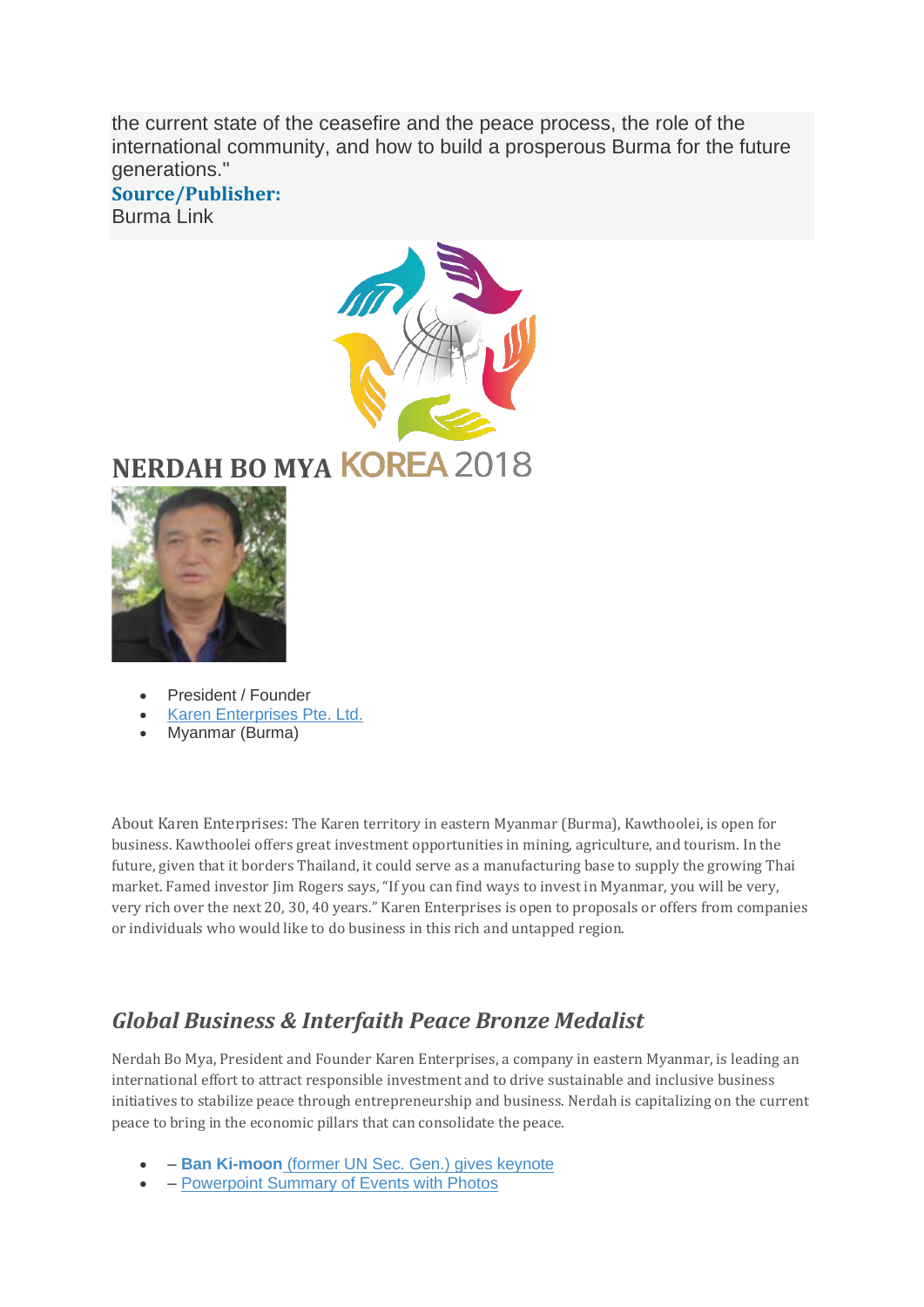the current state of the ceasefire and the peace process, the role of the international community, and how to build a prosperous Burma for the future generations."

**Source/Publisher:**
Burma Link

KOREA 2018

# NERDAH BO MYA

- President / Founder
- Karen Enterprises Pte. Ltd.
- Myanmar (Burma)

About Karen Enterprises: The Karen territory in eastern Myanmar (Burma), Kawthoolei, is open for business. Kawthoolei offers great investment opportunities in mining, agriculture, and tourism. In the future, given that it borders Thailand, it could serve as a manufacturing base to supply the growing Thai market. Famed investor Jim Rogers says, "If you can find ways to invest in Myanmar, you will be very, very rich over the next 20, 30, 40 years." Karen Enterprises is open to proposals or offers from companies or individuals who would like to do business in this rich and untapped region.

## *Global Business & Interfaith Peace Bronze Medalist*

Nerdah Bo Mya, President and Founder Karen Enterprises, a company in eastern Myanmar, is leading an international effort to attract responsible investment and to drive sustainable and inclusive business initiatives to stabilize peace through entrepreneurship and business. Nerdah is capitalizing on the current peace to bring in the economic pillars that can consolidate the peace.

- – **Ban Ki-moon** (former UN Sec. Gen.) gives keynote
- – Powerpoint Summary of Events with Photos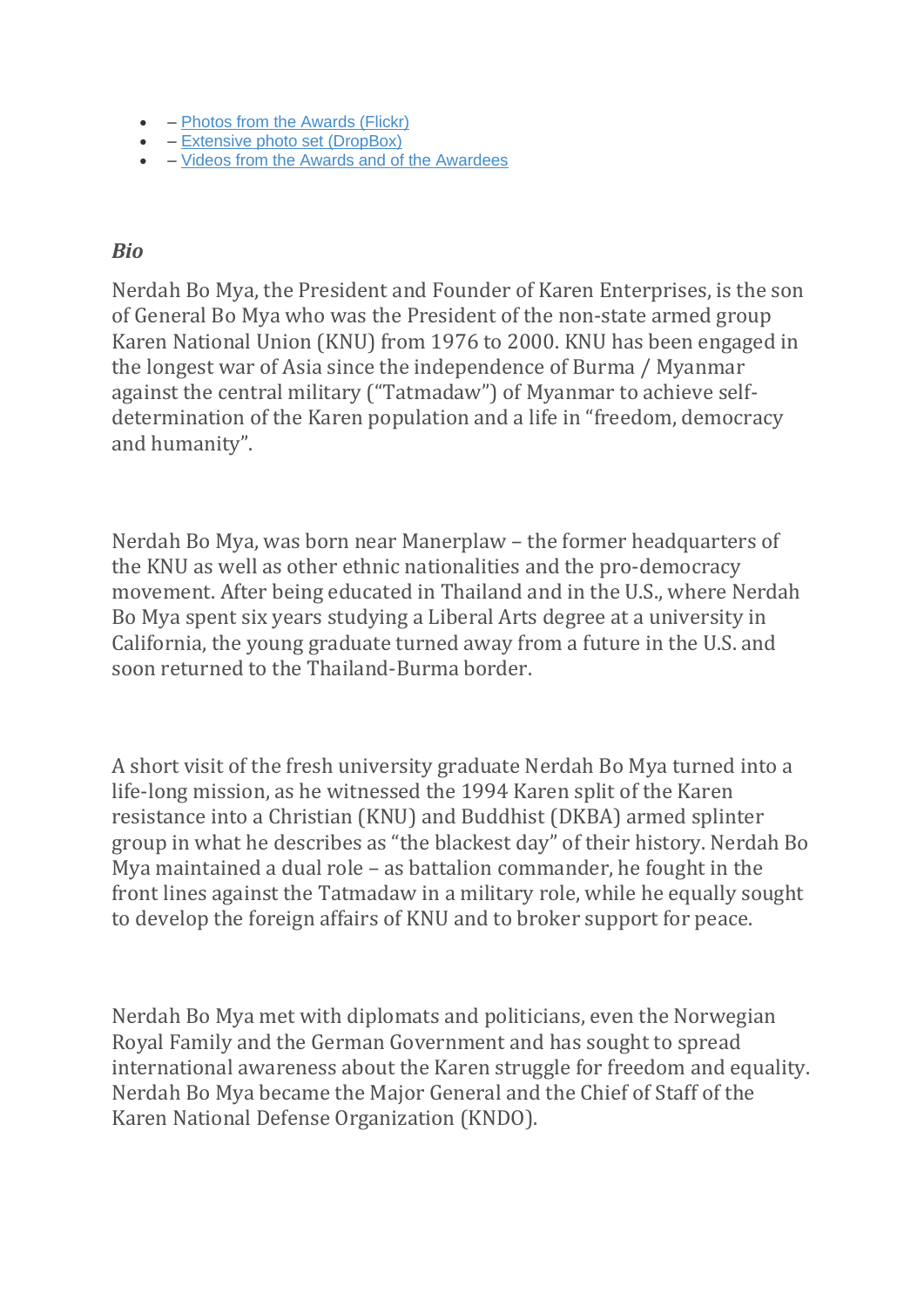- – Photos from the Awards (Flickr)
- – Extensive photo set (DropBox)
- – Videos from the Awards and of the Awardees

***Bio***

Nerdah Bo Mya, the President and Founder of Karen Enterprises, is the son of General Bo Mya who was the President of the non-state armed group Karen National Union (KNU) from 1976 to 2000. KNU has been engaged in the longest war of Asia since the independence of Burma / Myanmar against the central military ("Tatmadaw") of Myanmar to achieve self-determination of the Karen population and a life in "freedom, democracy and humanity".

Nerdah Bo Mya, was born near Manerplaw – the former headquarters of the KNU as well as other ethnic nationalities and the pro-democracy movement. After being educated in Thailand and in the U.S., where Nerdah Bo Mya spent six years studying a Liberal Arts degree at a university in California, the young graduate turned away from a future in the U.S. and soon returned to the Thailand-Burma border.

A short visit of the fresh university graduate Nerdah Bo Mya turned into a life-long mission, as he witnessed the 1994 Karen split of the Karen resistance into a Christian (KNU) and Buddhist (DKBA) armed splinter group in what he describes as "the blackest day" of their history. Nerdah Bo Mya maintained a dual role – as battalion commander, he fought in the front lines against the Tatmadaw in a military role, while he equally sought to develop the foreign affairs of KNU and to broker support for peace.

Nerdah Bo Mya met with diplomats and politicians, even the Norwegian Royal Family and the German Government and has sought to spread international awareness about the Karen struggle for freedom and equality. Nerdah Bo Mya became the Major General and the Chief of Staff of the Karen National Defense Organization (KNDO).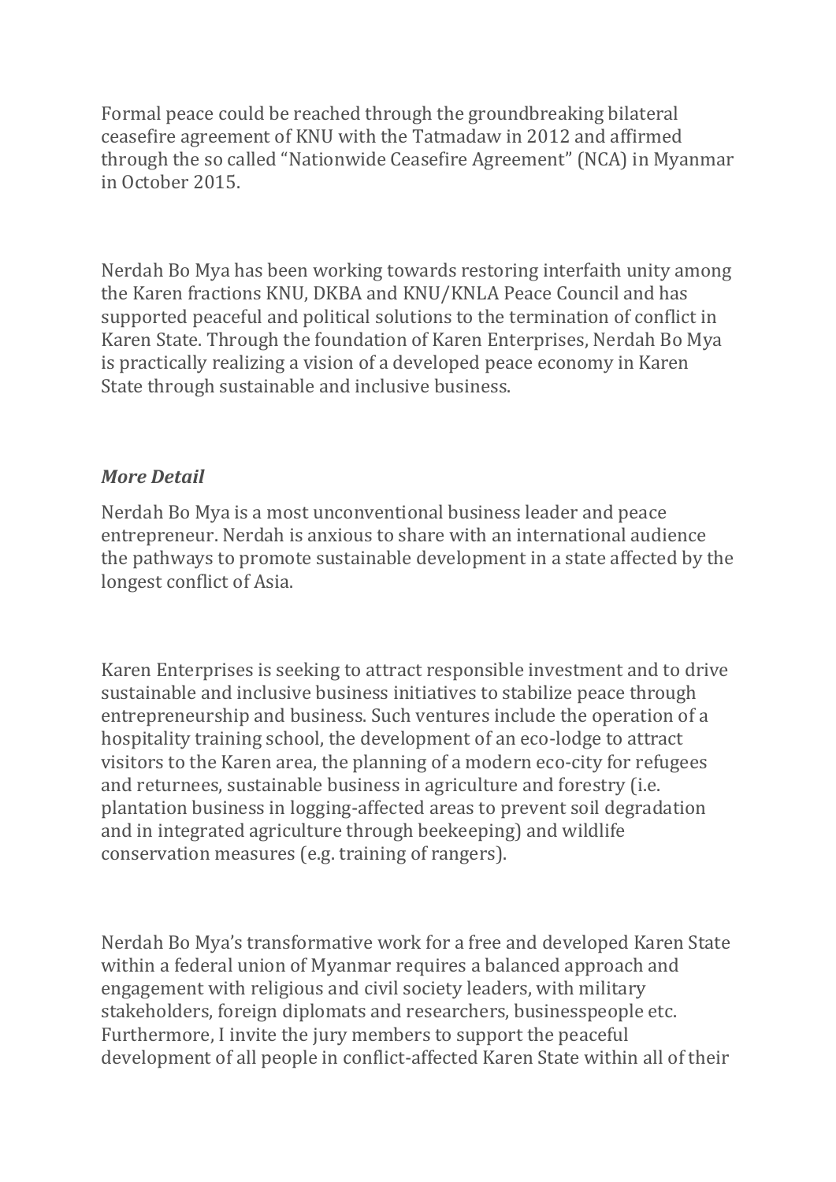Formal peace could be reached through the groundbreaking bilateral ceasefire agreement of KNU with the Tatmadaw in 2012 and affirmed through the so called "Nationwide Ceasefire Agreement" (NCA) in Myanmar in October 2015.

Nerdah Bo Mya has been working towards restoring interfaith unity among the Karen fractions KNU, DKBA and KNU/KNLA Peace Council and has supported peaceful and political solutions to the termination of conflict in Karen State. Through the foundation of Karen Enterprises, Nerdah Bo Mya is practically realizing a vision of a developed peace economy in Karen State through sustainable and inclusive business.

***More Detail***

Nerdah Bo Mya is a most unconventional business leader and peace entrepreneur. Nerdah is anxious to share with an international audience the pathways to promote sustainable development in a state affected by the longest conflict of Asia.

Karen Enterprises is seeking to attract responsible investment and to drive sustainable and inclusive business initiatives to stabilize peace through entrepreneurship and business. Such ventures include the operation of a hospitality training school, the development of an eco-lodge to attract visitors to the Karen area, the planning of a modern eco-city for refugees and returnees, sustainable business in agriculture and forestry (i.e. plantation business in logging-affected areas to prevent soil degradation and in integrated agriculture through beekeeping) and wildlife conservation measures (e.g. training of rangers).

Nerdah Bo Mya's transformative work for a free and developed Karen State within a federal union of Myanmar requires a balanced approach and engagement with religious and civil society leaders, with military stakeholders, foreign diplomats and researchers, businesspeople etc. Furthermore, I invite the jury members to support the peaceful development of all people in conflict-affected Karen State within all of their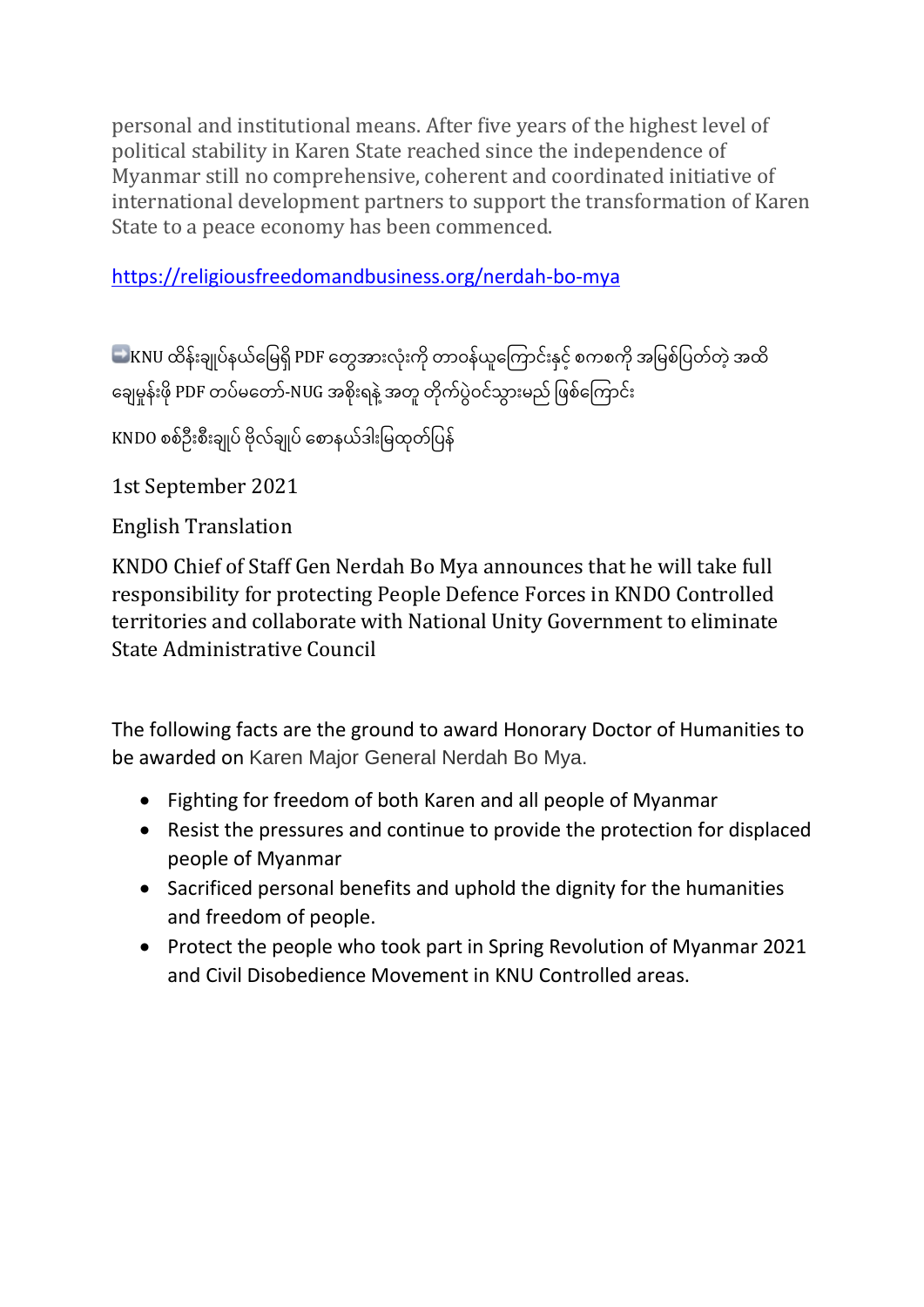personal and institutional means. After five years of the highest level of political stability in Karen State reached since the independence of Myanmar still no comprehensive, coherent and coordinated initiative of international development partners to support the transformation of Karen State to a peace economy has been commenced.

https://religiousfreedomandbusiness.org/nerdah-bo-mya

➡️KNU ထိန်းချုပ်နယ်မြေရှိ PDF တွေအားလုံးကို တာဝန်ယူကြောင်းနှင့် စကစကို အမြစ်ပြတ်တဲ့ အထိ ချေမှုန်းဖို့ PDF တပ်မတော်-NUG အစိုးရရဲ့ အတူ တိုက်ပွဲဝင်သွားမည် ဖြစ်ကြောင်း

KNDO စစ်ဦးစီးချုပ် ဗိုလ်ချုပ် စောနယ်ဒါးမြထုတ်ပြန်

1st September 2021

English Translation

KNDO Chief of Staff Gen Nerdah Bo Mya announces that he will take full responsibility for protecting People Defence Forces in KNDO Controlled territories and collaborate with National Unity Government to eliminate State Administrative Council

The following facts are the ground to award Honorary Doctor of Humanities to be awarded on Karen Major General Nerdah Bo Mya.

- Fighting for freedom of both Karen and all people of Myanmar
- Resist the pressures and continue to provide the protection for displaced people of Myanmar
- Sacrificed personal benefits and uphold the dignity for the humanities and freedom of people.
- Protect the people who took part in Spring Revolution of Myanmar 2021 and Civil Disobedience Movement in KNU Controlled areas.